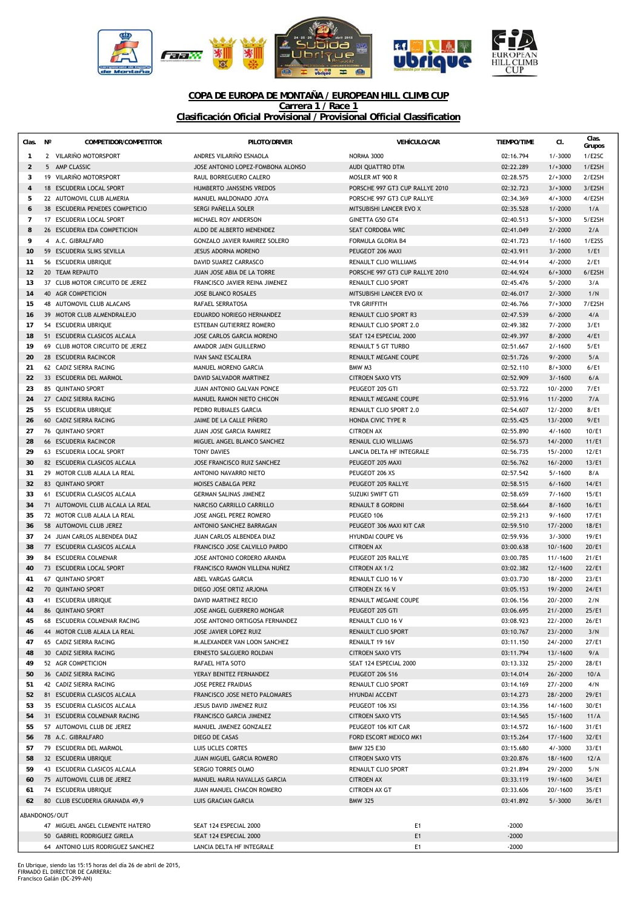# COPA DE EUROPA DE MONTAÑA / EUROPEAN HILL CLIMB CUP

## Carrera 1 / Race 1

## Clasificación Oficial Provisional / Provisional Official Classification

| Clas. | Nº | COMPETIDOR/COMPETITOR | PILOTO/DRIVER | VEHÍCULO/CAR | TIEMPO/TIME | Cl. | Clas. Grupos |
|---|---|---|---|---|---|---|---|
| 1 | 2 | VILARIÑO MOTORSPORT | ANDRES VILARIÑO ESNAOLA | NORMA 3000 | 02:16.794 | 1/-3000 | 1/E2SC |
| 2 | 5 | AMP CLASSIC | JOSE ANTONIO LOPEZ-FOMBONA ALONSO | AUDI QUATTRO DTM | 02:22.289 | 1/+3000 | 1/E2SH |
| 3 | 19 | VILARIÑO MOTORSPORT | RAUL BORREGUERO CALERO | MOSLER MT 900 R | 02:28.575 | 2/+3000 | 2/E2SH |
| 4 | 18 | ESCUDERIA LOCAL SPORT | HUMBERTO JANSSENS VREDOS | PORSCHE 997 GT3 CUP RALLYE 2010 | 02:32.723 | 3/+3000 | 3/E2SH |
| 5 | 22 | AUTOMOVIL CLUB ALMERIA | MANUEL MALDONADO JOYA | PORSCHE 997 GT3 CUP RALLYE | 02:34.369 | 4/+3000 | 4/E2SH |
| 6 | 38 | ESCUDERIA PENEDES COMPETICIO | SERGI PAÑELLA SOLER | MITSUBISHI LANCER EVO X | 02:35.528 | 1/-2000 | 1/A |
| 7 | 17 | ESCUDERIA LOCAL SPORT | MICHAEL ROY ANDERSON | GINETTA G50 GT4 | 02:40.513 | 5/+3000 | 5/E2SH |
| 8 | 26 | ESCUDERIA EDA COMPETICION | ALDO DE ALBERTO MENENDEZ | SEAT CORDOBA WRC | 02:41.049 | 2/-2000 | 2/A |
| 9 | 4 | A.C. GIBRALFARO | GONZALO JAVIER RAMIREZ SOLERO | FORMULA GLORIA B4 | 02:41.723 | 1/-1600 | 1/E2SS |
| 10 | 59 | ESCUDERIA SLIKS SEVILLA | JESUS ADORNA MORENO | PEUGEOT 206 MAXI | 02:43.911 | 3/-2000 | 1/E1 |
| 11 | 56 | ESCUDERIA UBRIQUE | DAVID SUAREZ CARRASCO | RENAULT CLIO WILLIAMS | 02:44.914 | 4/-2000 | 2/E1 |
| 12 | 20 | TEAM REPAUTO | JUAN JOSE ABIA DE LA TORRE | PORSCHE 997 GT3 CUP RALLYE 2010 | 02:44.924 | 6/+3000 | 6/E2SH |
| 13 | 37 | CLUB MOTOR CIRCUITO DE JEREZ | FRANCISCO JAVIER REINA JIMENEZ | RENAULT CLIO SPORT | 02:45.476 | 5/-2000 | 3/A |
| 14 | 40 | AGR COMPETICION | JOSE BLANCO ROSALES | MITSUBISHI LANCER EVO IX | 02:46.017 | 2/-3000 | 1/N |
| 15 | 48 | AUTOMOVIL CLUB ALACANS | RAFAEL SERRATOSA | TVR GRIFFITH | 02:46.766 | 7/+3000 | 7/E2SH |
| 16 | 39 | MOTOR CLUB ALMENDRALEJO | EDUARDO NORIEGO HERNANDEZ | RENAULT CLIO SPORT R3 | 02:47.539 | 6/-2000 | 4/A |
| 17 | 54 | ESCUDERIA UBRIQUE | ESTEBAN GUTIERREZ ROMERO | RENAULT CLIO SPORT 2.0 | 02:49.382 | 7/-2000 | 3/E1 |
| 18 | 51 | ESCUDERIA CLASICOS ALCALA | JOSE CARLOS GARCIA MORENO | SEAT 124 ESPECIAL 2000 | 02:49.397 | 8/-2000 | 4/E1 |
| 19 | 69 | CLUB MOTOR CIRCUITO DE JEREZ | AMADOR JAEN GUILLERMO | RENAULT 5 GT TURBO | 02:51.667 | 2/-1600 | 5/E1 |
| 20 | 28 | ESCUDERIA RACINCOR | IVAN SANZ ESCALERA | RENAULT MEGANE COUPE | 02:51.726 | 9/-2000 | 5/A |
| 21 | 62 | CADIZ SIERRA RACING | MANUEL MORENO GARCIA | BMW M3 | 02:52.110 | 8/+3000 | 6/E1 |
| 22 | 33 | ESCUDERIA DEL MARMOL | DAVID SALVADOR MARTINEZ | CITROEN SAXO VTS | 02:52.909 | 3/-1600 | 6/A |
| 23 | 85 | QUINTANO SPORT | JUAN ANTONIO GALVAN PONCE | PEUGEOT 205 GTI | 02:53.722 | 10/-2000 | 7/E1 |
| 24 | 27 | CADIZ SIERRA RACING | MANUEL RAMON NIETO CHICON | RENAULT MEGANE COUPE | 02:53.916 | 11/-2000 | 7/A |
| 25 | 55 | ESCUDERIA UBRIQUE | PEDRO RUBIALES GARCIA | RENAULT CLIO SPORT 2.0 | 02:54.607 | 12/-2000 | 8/E1 |
| 26 | 60 | CADIZ SIERRA RACING | JAIME DE LA CALLE PIÑERO | HONDA CIVIC TYPE R | 02:55.425 | 13/-2000 | 9/E1 |
| 27 | 76 | QUINTANO SPORT | JUAN JOSE GARCIA RAMIREZ | CITROEN AX | 02:55.890 | 4/-1600 | 10/E1 |
| 28 | 66 | ESCUDERIA RACINCOR | MIGUEL ANGEL BLANCO SANCHEZ | RENAUL CLIO WILLIAMS | 02:56.573 | 14/-2000 | 11/E1 |
| 29 | 63 | ESCUDERIA LOCAL SPORT | TONY DAVIES | LANCIA DELTA HF INTEGRALE | 02:56.735 | 15/-2000 | 12/E1 |
| 30 | 82 | ESCUDERIA CLASICOS ALCALA | JOSE FRANCISCO RUIZ SANCHEZ | PEUGEOT 205 MAXI | 02:56.762 | 16/-2000 | 13/E1 |
| 31 | 29 | MOTOR CLUB ALALA LA REAL | ANTONIO NAVARRO NIETO | PEUGEOT 206 XS | 02:57.542 | 5/-1600 | 8/A |
| 32 | 83 | QUINTANO SPORT | MOISES CABALGA PERZ | PEUGEOT 205 RALLYE | 02:58.515 | 6/-1600 | 14/E1 |
| 33 | 61 | ESCUDERIA CLASICOS ALCALA | GERMAN SALINAS JIMENEZ | SUZUKI SWIFT GTI | 02:58.659 | 7/-1600 | 15/E1 |
| 34 | 71 | AUTOMOVIL CLUB ALCALA LA REAL | NARCISO CARRILLO CARRILLO | RENAULT 8 GORDINI | 02:58.664 | 8/-1600 | 16/E1 |
| 35 | 72 | MOTOR CLUB ALALA LA REAL | JOSE ANGEL PEREZ ROMERO | PEUGEO 106 | 02:59.213 | 9/-1600 | 17/E1 |
| 36 | 58 | AUTOMOVIL CLUB JEREZ | ANTONIO SANCHEZ BARRAGAN | PEUGEOT 306 MAXI KIT CAR | 02:59.510 | 17/-2000 | 18/E1 |
| 37 | 24 | JUAN CARLOS ALBENDEA DIAZ | JUAN CARLOS ALBENDEA DIAZ | HYUNDAI COUPE V6 | 02:59.936 | 3/-3000 | 19/E1 |
| 38 | 77 | ESCUDERIA CLASICOS ALCALA | FRANCISCO JOSE CALVILLO PARDO | CITROEN AX | 03:00.638 | 10/-1600 | 20/E1 |
| 39 | 84 | ESCUDERIA COLMENAR | JOSE ANTONIO CORDERO ARANDA | PEUGEOT 205 RALLYE | 03:00.785 | 11/-1600 | 21/E1 |
| 40 | 73 | ESCUDERIA LOCAL SPORT | FRANCISCO RAMON VILLENA NUÑEZ | CITROEN AX 1/2 | 03:02.382 | 12/-1600 | 22/E1 |
| 41 | 67 | QUINTANO SPORT | ABEL VARGAS GARCIA | RENAULT CLIO 16 V | 03:03.730 | 18/-2000 | 23/E1 |
| 42 | 70 | QUINTANO SPORT | DIEGO JOSE ORTIZ ARJONA | CITROEN ZX 16 V | 03:05.153 | 19/-2000 | 24/E1 |
| 43 | 41 | ESCUDERIA UBRIQUE | DAVID MARTINEZ RECIO | RENAULT MEGANE COUPE | 03:06.156 | 20/-2000 | 2/N |
| 44 | 86 | QUINTANO SPORT | JOSE ANGEL GUERRERO MONGAR | PEUGEOT 205 GTI | 03:06.695 | 21/-2000 | 25/E1 |
| 45 | 68 | ESCUDERIA COLMENAR RACING | JOSE ANTONIO ORTIGOSA FERNANDEZ | RENAULT CLIO 16 V | 03:08.923 | 22/-2000 | 26/E1 |
| 46 | 44 | MOTOR CLUB ALALA LA REAL | JOSE JAVIER LOPEZ RUIZ | RENAULT CLIO SPORT | 03:10.767 | 23/-2000 | 3/N |
| 47 | 65 | CADIZ SIERRA RACING | M.ALEXANDER VAN LOON SANCHEZ | RENAULT 19 16V | 03:11.150 | 24/-2000 | 27/E1 |
| 48 | 30 | CADIZ SIERRA RACING | ERNESTO SALGUERO ROLDAN | CITROEN SAXO VTS | 03:11.794 | 13/-1600 | 9/A |
| 49 | 52 | AGR COMPETICION | RAFAEL HITA SOTO | SEAT 124 ESPECIAL 2000 | 03:13.332 | 25/-2000 | 28/E1 |
| 50 | 36 | CADIZ SIERRA RACING | YERAY BENITEZ FERNANDEZ | PEUGEOT 206 S16 | 03:14.014 | 26/-2000 | 10/A |
| 51 | 42 | CADIZ SIERRA RACING | JOSE PEREZ FRAIDIAS | RENAULT CLIO SPORT | 03:14.169 | 27/-2000 | 4/N |
| 52 | 81 | ESCUDERIA CLASICOS ALCALA | FRANCISCO JOSE NIETO PALOMARES | HYUNDAI ACCENT | 03:14.273 | 28/-2000 | 29/E1 |
| 53 | 35 | ESCUDERIA CLASICOS ALCALA | JESUS DAVID JIMENEZ RUIZ | PEUGEOT 106 XSI | 03:14.356 | 14/-1600 | 30/E1 |
| 54 | 31 | ESCUDERIA COLMENAR RACING | FRANCISCO GARCIA JIMENEZ | CITROEN SAXO VTS | 03:14.565 | 15/-1600 | 11/A |
| 55 | 57 | AUTOMOVIL CLUB DE JEREZ | MANUEL JIMENEZ GONZALEZ | PEUGEOT 106 KIT CAR | 03:14.572 | 16/-1600 | 31/E1 |
| 56 | 78 | A.C. GIBRALFARO | DIEGO DE CASAS | FORD ESCORT MEXICO MK1 | 03:15.264 | 17/-1600 | 32/E1 |
| 57 | 79 | ESCUDERIA DEL MARMOL | LUIS UCLES CORTES | BMW 325 E30 | 03:15.680 | 4/-3000 | 33/E1 |
| 58 | 32 | ESCUDERIA UBRIQUE | JUAN MIGUEL GARCIA ROMERO | CITROEN SAXO VTS | 03:20.876 | 18/-1600 | 12/A |
| 59 | 43 | ESCUDERIA CLASICOS ALCALA | SERGIO TORRES OLMO | RENAULT CLIO SPORT | 03:21.894 | 29/-2000 | 5/N |
| 60 | 75 | AUTOMOVIL CLUB DE JEREZ | MANUEL MARIA NAVALLAS GARCIA | CITROEN AX | 03:33.119 | 19/-1600 | 34/E1 |
| 61 | 74 | ESCUDERIA UBRIQUE | JUAN MANUEL CHACON ROMERO | CITROEN AX GT | 03:33.606 | 20/-1600 | 35/E1 |
| 62 | 80 | CLUB ESCUDERIA GRANADA 49,9 | LUIS GRACIAN GARCIA | BMW 325 | 03:41.892 | 5/-3000 | 36/E1 |

ABANDONOS/OUT

| Nº | PILOTO/DRIVER | VEHÍCULO/CAR | Grupo | Cl. |
|---|---|---|---|---|
| 47 | MIGUEL ANGEL CLEMENTE HATERO | SEAT 124 ESPECIAL 2000 | E1 | -2000 |
| 50 | GABRIEL RODRIGUEZ GIRELA | SEAT 124 ESPECIAL 2000 | E1 | -2000 |
| 64 | ANTONIO LUIS RODRIGUEZ SANCHEZ | LANCIA DELTA HF INTEGRALE | E1 | -2000 |

En Ubrique, siendo las 15:15 horas del día 26 de abril de 2015,
FIRMADO EL DIRECTOR DE CARRERA:
Francisco Galán (DC-299-AN)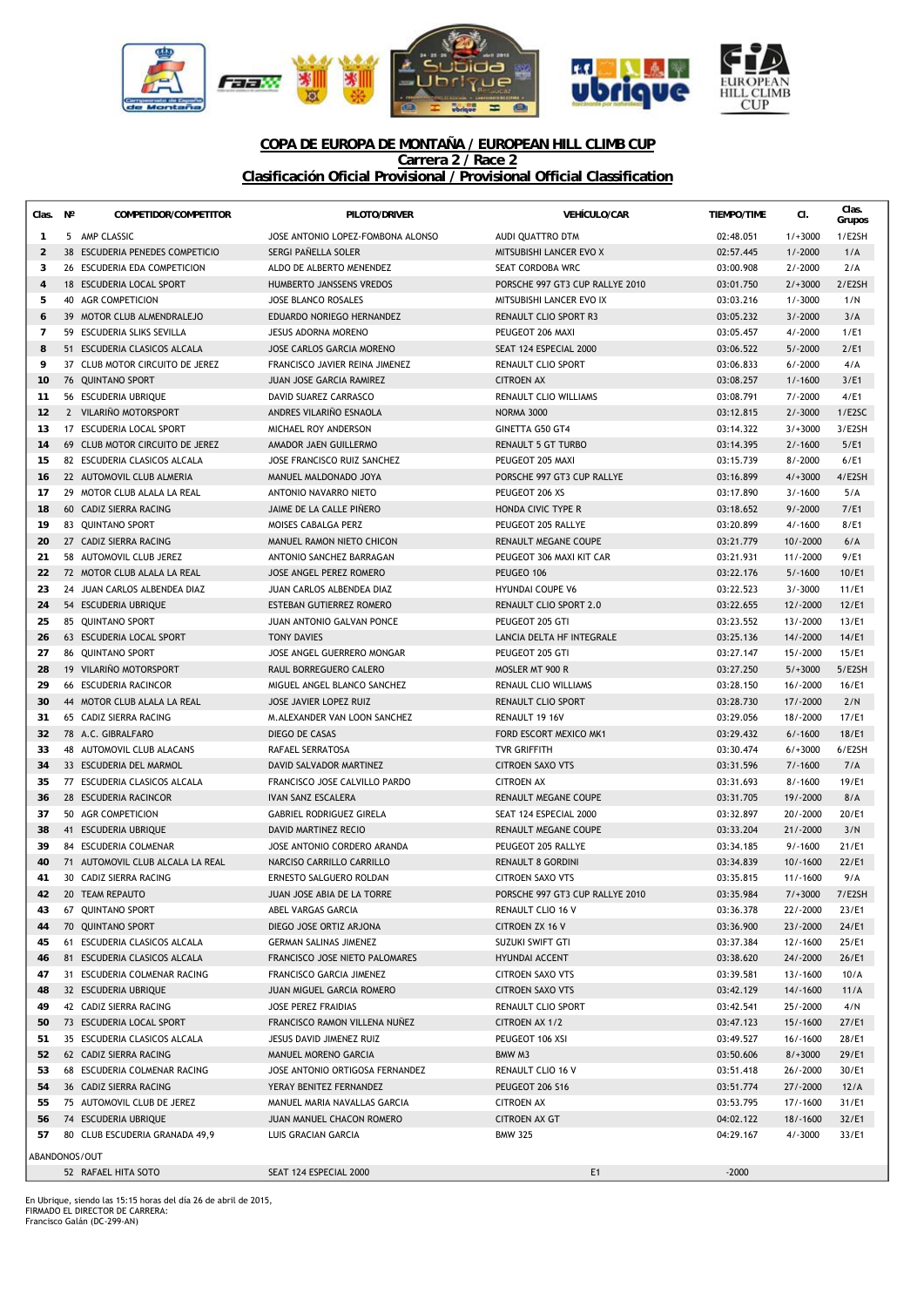**COPA DE EUROPA DE MONTAÑA / EUROPEAN HILL CLIMB CUP**

**Carrera 2 / Race 2**

**Clasificación Oficial Provisional / Provisional Official Classification**

| Clas. | Nº | COMPETIDOR/COMPETITOR | PILOTO/DRIVER | VEHÍCULO/CAR | TIEMPO/TIME | Cl. | Clas. Grupos |
|---|---|---|---|---|---|---|---|
| 1 | 5 | AMP CLASSIC | JOSE ANTONIO LOPEZ-FOMBONA ALONSO | AUDI QUATTRO DTM | 02:48.051 | 1/+3000 | 1/E2SH |
| 2 | 38 | ESCUDERIA PENEDES COMPETICIO | SERGI PAÑELLA SOLER | MITSUBISHI LANCER EVO X | 02:57.445 | 1/-2000 | 1/A |
| 3 | 26 | ESCUDERIA EDA COMPETICION | ALDO DE ALBERTO MENENDEZ | SEAT CORDOBA WRC | 03:00.908 | 2/-2000 | 2/A |
| 4 | 18 | ESCUDERIA LOCAL SPORT | HUMBERTO JANSSENS VREDOS | PORSCHE 997 GT3 CUP RALLYE 2010 | 03:01.750 | 2/+3000 | 2/E2SH |
| 5 | 40 | AGR COMPETICION | JOSE BLANCO ROSALES | MITSUBISHI LANCER EVO IX | 03:03.216 | 1/-3000 | 1/N |
| 6 | 39 | MOTOR CLUB ALMENDRALEJO | EDUARDO NORIEGO HERNANDEZ | RENAULT CLIO SPORT R3 | 03:05.232 | 3/-2000 | 3/A |
| 7 | 59 | ESCUDERIA SLIKS SEVILLA | JESUS ADORNA MORENO | PEUGEOT 206 MAXI | 03:05.457 | 4/-2000 | 1/E1 |
| 8 | 51 | ESCUDERIA CLASICOS ALCALA | JOSE CARLOS GARCIA MORENO | SEAT 124 ESPECIAL 2000 | 03:06.522 | 5/-2000 | 2/E1 |
| 9 | 37 | CLUB MOTOR CIRCUITO DE JEREZ | FRANCISCO JAVIER REINA JIMENEZ | RENAULT CLIO SPORT | 03:06.833 | 6/-2000 | 4/A |
| 10 | 76 | QUINTANO SPORT | JUAN JOSE GARCIA RAMIREZ | CITROEN AX | 03:08.257 | 1/-1600 | 3/E1 |
| 11 | 56 | ESCUDERIA UBRIQUE | DAVID SUAREZ CARRASCO | RENAULT CLIO WILLIAMS | 03:08.791 | 7/-2000 | 4/E1 |
| 12 | 2 | VILARIÑO MOTORSPORT | ANDRES VILARIÑO ESNAOLA | NORMA 3000 | 03:12.815 | 2/-3000 | 1/E2SC |
| 13 | 17 | ESCUDERIA LOCAL SPORT | MICHAEL ROY ANDERSON | GINETTA G50 GT4 | 03:14.322 | 3/+3000 | 3/E2SH |
| 14 | 69 | CLUB MOTOR CIRCUITO DE JEREZ | AMADOR JAEN GUILLERMO | RENAULT 5 GT TURBO | 03:14.395 | 2/-1600 | 5/E1 |
| 15 | 82 | ESCUDERIA CLASICOS ALCALA | JOSE FRANCISCO RUIZ SANCHEZ | PEUGEOT 205 MAXI | 03:15.739 | 8/-2000 | 6/E1 |
| 16 | 22 | AUTOMOVIL CLUB ALMERIA | MANUEL MALDONADO JOYA | PORSCHE 997 GT3 CUP RALLYE | 03:16.899 | 4/+3000 | 4/E2SH |
| 17 | 29 | MOTOR CLUB ALALA LA REAL | ANTONIO NAVARRO NIETO | PEUGEOT 206 XS | 03:17.890 | 3/-1600 | 5/A |
| 18 | 60 | CADIZ SIERRA RACING | JAIME DE LA CALLE PIÑERO | HONDA CIVIC TYPE R | 03:18.652 | 9/-2000 | 7/E1 |
| 19 | 83 | QUINTANO SPORT | MOISES CABALGA PERZ | PEUGEOT 205 RALLYE | 03:20.899 | 4/-1600 | 8/E1 |
| 20 | 27 | CADIZ SIERRA RACING | MANUEL RAMON NIETO CHICON | RENAULT MEGANE COUPE | 03:21.779 | 10/-2000 | 6/A |
| 21 | 58 | AUTOMOVIL CLUB JEREZ | ANTONIO SANCHEZ BARRAGAN | PEUGEOT 306 MAXI KIT CAR | 03:21.931 | 11/-2000 | 9/E1 |
| 22 | 72 | MOTOR CLUB ALALA LA REAL | JOSE ANGEL PEREZ ROMERO | PEUGEO 106 | 03:22.176 | 5/-1600 | 10/E1 |
| 23 | 24 | JUAN CARLOS ALBENDEA DIAZ | JUAN CARLOS ALBENDEA DIAZ | HYUNDAI COUPE V6 | 03:22.523 | 3/-3000 | 11/E1 |
| 24 | 54 | ESCUDERIA UBRIQUE | ESTEBAN GUTIERREZ ROMERO | RENAULT CLIO SPORT 2.0 | 03:22.655 | 12/-2000 | 12/E1 |
| 25 | 85 | QUINTANO SPORT | JUAN ANTONIO GALVAN PONCE | PEUGEOT 205 GTI | 03:23.552 | 13/-2000 | 13/E1 |
| 26 | 63 | ESCUDERIA LOCAL SPORT | TONY DAVIES | LANCIA DELTA HF INTEGRALE | 03:25.136 | 14/-2000 | 14/E1 |
| 27 | 86 | QUINTANO SPORT | JOSE ANGEL GUERRERO MONGAR | PEUGEOT 205 GTI | 03:27.147 | 15/-2000 | 15/E1 |
| 28 | 19 | VILARIÑO MOTORSPORT | RAUL BORREGUERO CALERO | MOSLER MT 900 R | 03:27.250 | 5/+3000 | 5/E2SH |
| 29 | 66 | ESCUDERIA RACINCOR | MIGUEL ANGEL BLANCO SANCHEZ | RENAUL CLIO WILLIAMS | 03:28.150 | 16/-2000 | 16/E1 |
| 30 | 44 | MOTOR CLUB ALALA LA REAL | JOSE JAVIER LOPEZ RUIZ | RENAULT CLIO SPORT | 03:28.730 | 17/-2000 | 2/N |
| 31 | 65 | CADIZ SIERRA RACING | M.ALEXANDER VAN LOON SANCHEZ | RENAULT 19 16V | 03:29.056 | 18/-2000 | 17/E1 |
| 32 | 78 | A.C. GIBRALFARO | DIEGO DE CASAS | FORD ESCORT MEXICO MK1 | 03:29.432 | 6/-1600 | 18/E1 |
| 33 | 48 | AUTOMOVIL CLUB ALACANS | RAFAEL SERRATOSA | TVR GRIFFITH | 03:30.474 | 6/+3000 | 6/E2SH |
| 34 | 33 | ESCUDERIA DEL MARMOL | DAVID SALVADOR MARTINEZ | CITROEN SAXO VTS | 03:31.596 | 7/-1600 | 7/A |
| 35 | 77 | ESCUDERIA CLASICOS ALCALA | FRANCISCO JOSE CALVILLO PARDO | CITROEN AX | 03:31.693 | 8/-1600 | 19/E1 |
| 36 | 28 | ESCUDERIA RACINCOR | IVAN SANZ ESCALERA | RENAULT MEGANE COUPE | 03:31.705 | 19/-2000 | 8/A |
| 37 | 50 | AGR COMPETICION | GABRIEL RODRIGUEZ GIRELA | SEAT 124 ESPECIAL 2000 | 03:32.897 | 20/-2000 | 20/E1 |
| 38 | 41 | ESCUDERIA UBRIQUE | DAVID MARTINEZ RECIO | RENAULT MEGANE COUPE | 03:33.204 | 21/-2000 | 3/N |
| 39 | 84 | ESCUDERIA COLMENAR | JOSE ANTONIO CORDERO ARANDA | PEUGEOT 205 RALLYE | 03:34.185 | 9/-1600 | 21/E1 |
| 40 | 71 | AUTOMOVIL CLUB ALCALA LA REAL | NARCISO CARRILLO CARRILLO | RENAULT 8 GORDINI | 03:34.839 | 10/-1600 | 22/E1 |
| 41 | 30 | CADIZ SIERRA RACING | ERNESTO SALGUERO ROLDAN | CITROEN SAXO VTS | 03:35.815 | 11/-1600 | 9/A |
| 42 | 20 | TEAM REPAUTO | JUAN JOSE ABIA DE LA TORRE | PORSCHE 997 GT3 CUP RALLYE 2010 | 03:35.984 | 7/+3000 | 7/E2SH |
| 43 | 67 | QUINTANO SPORT | ABEL VARGAS GARCIA | RENAULT CLIO 16 V | 03:36.378 | 22/-2000 | 23/E1 |
| 44 | 70 | QUINTANO SPORT | DIEGO JOSE ORTIZ ARJONA | CITROEN ZX 16 V | 03:36.900 | 23/-2000 | 24/E1 |
| 45 | 61 | ESCUDERIA CLASICOS ALCALA | GERMAN SALINAS JIMENEZ | SUZUKI SWIFT GTI | 03:37.384 | 12/-1600 | 25/E1 |
| 46 | 81 | ESCUDERIA CLASICOS ALCALA | FRANCISCO JOSE NIETO PALOMARES | HYUNDAI ACCENT | 03:38.620 | 24/-2000 | 26/E1 |
| 47 | 31 | ESCUDERIA COLMENAR RACING | FRANCISCO GARCIA JIMENEZ | CITROEN SAXO VTS | 03:39.581 | 13/-1600 | 10/A |
| 48 | 32 | ESCUDERIA UBRIQUE | JUAN MIGUEL GARCIA ROMERO | CITROEN SAXO VTS | 03:42.129 | 14/-1600 | 11/A |
| 49 | 42 | CADIZ SIERRA RACING | JOSE PEREZ FRAIDIAS | RENAULT CLIO SPORT | 03:42.541 | 25/-2000 | 4/N |
| 50 | 73 | ESCUDERIA LOCAL SPORT | FRANCISCO RAMON VILLENA NUÑEZ | CITROEN AX 1/2 | 03:47.123 | 15/-1600 | 27/E1 |
| 51 | 35 | ESCUDERIA CLASICOS ALCALA | JESUS DAVID JIMENEZ RUIZ | PEUGEOT 106 XSI | 03:49.527 | 16/-1600 | 28/E1 |
| 52 | 62 | CADIZ SIERRA RACING | MANUEL MORENO GARCIA | BMW M3 | 03:50.606 | 8/+3000 | 29/E1 |
| 53 | 68 | ESCUDERIA COLMENAR RACING | JOSE ANTONIO ORTIGOSA FERNANDEZ | RENAULT CLIO 16 V | 03:51.418 | 26/-2000 | 30/E1 |
| 54 | 36 | CADIZ SIERRA RACING | YERAY BENITEZ FERNANDEZ | PEUGEOT 206 S16 | 03:51.774 | 27/-2000 | 12/A |
| 55 | 75 | AUTOMOVIL CLUB DE JEREZ | MANUEL MARIA NAVALLAS GARCIA | CITROEN AX | 03:53.795 | 17/-1600 | 31/E1 |
| 56 | 74 | ESCUDERIA UBRIQUE | JUAN MANUEL CHACON ROMERO | CITROEN AX GT | 04:02.122 | 18/-1600 | 32/E1 |
| 57 | 80 | CLUB ESCUDERIA GRANADA 49,9 | LUIS GRACIAN GARCIA | BMW 325 | 04:29.167 | 4/-3000 | 33/E1 |
| ABANDONOS/OUT | | | | | | | |
| | 52 | RAFAEL HITA SOTO | SEAT 124 ESPECIAL 2000 | E1 | -2000 | | |

En Ubrique, siendo las 15:15 horas del día 26 de abril de 2015,
FIRMADO EL DIRECTOR DE CARRERA:
Francisco Galán (DC-299-AN)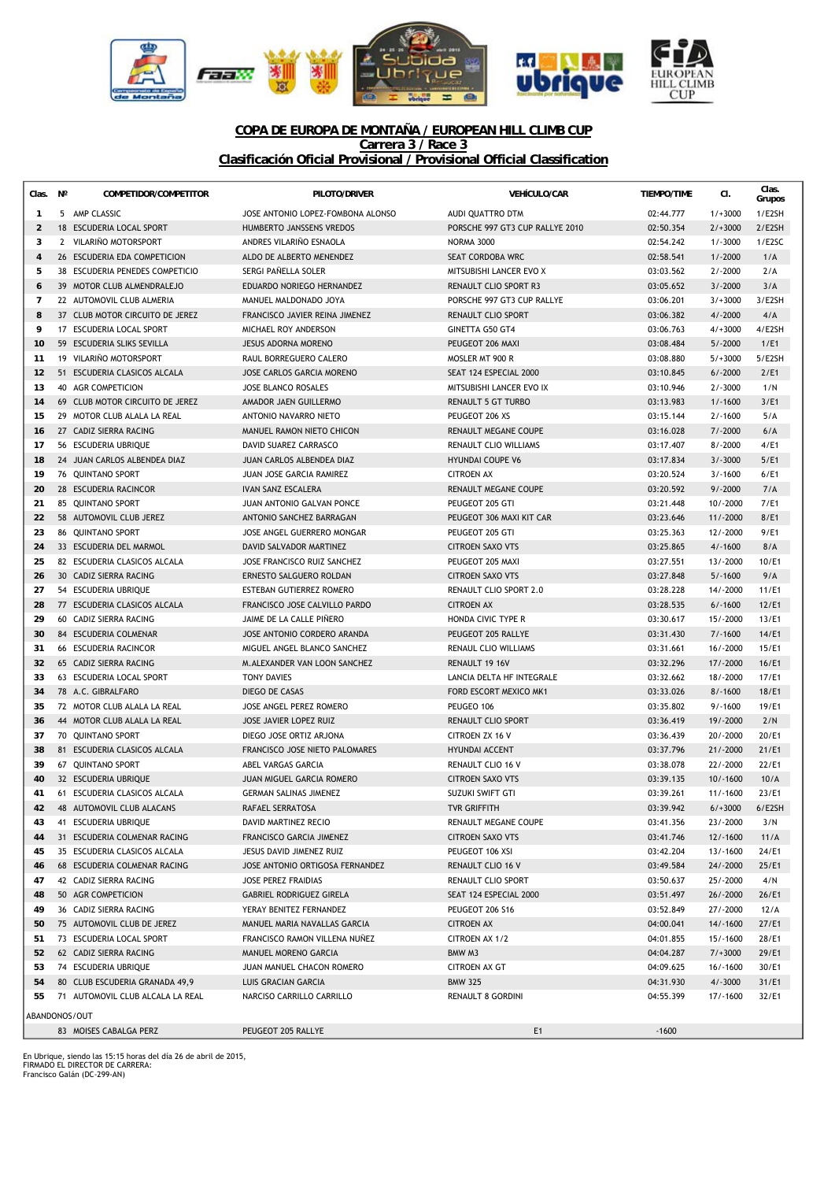## COPA DE EUROPA DE MONTAÑA / EUROPEAN HILL CLIMB CUP

**Carrera 3 / Race 3**

**Clasificación Oficial Provisional / Provisional Official Classification**

| Clas. | Nº | COMPETIDOR/COMPETITOR | PILOTO/DRIVER | VEHÍCULO/CAR | TIEMPO/TIME | Cl. | Clas. Grupos |
|---|---|---|---|---|---|---|---|
| 1 | 5 | AMP CLASSIC | JOSE ANTONIO LOPEZ-FOMBONA ALONSO | AUDI QUATTRO DTM | 02:44.777 | 1/+3000 | 1/E2SH |
| 2 | 18 | ESCUDERIA LOCAL SPORT | HUMBERTO JANSSENS VREDOS | PORSCHE 997 GT3 CUP RALLYE 2010 | 02:50.354 | 2/+3000 | 2/E2SH |
| 3 | 2 | VILARIÑO MOTORSPORT | ANDRES VILARIÑO ESNAOLA | NORMA 3000 | 02:54.242 | 1/-3000 | 1/E2SC |
| 4 | 26 | ESCUDERIA EDA COMPETICION | ALDO DE ALBERTO MENENDEZ | SEAT CORDOBA WRC | 02:58.541 | 1/-2000 | 1/A |
| 5 | 38 | ESCUDERIA PENEDES COMPETICIO | SERGI PAÑELLA SOLER | MITSUBISHI LANCER EVO X | 03:03.562 | 2/-2000 | 2/A |
| 6 | 39 | MOTOR CLUB ALMENDRALEJO | EDUARDO NORIEGO HERNANDEZ | RENAULT CLIO SPORT R3 | 03:05.652 | 3/-2000 | 3/A |
| 7 | 22 | AUTOMOVIL CLUB ALMERIA | MANUEL MALDONADO JOYA | PORSCHE 997 GT3 CUP RALLYE | 03:06.201 | 3/+3000 | 3/E2SH |
| 8 | 37 | CLUB MOTOR CIRCUITO DE JEREZ | FRANCISCO JAVIER REINA JIMENEZ | RENAULT CLIO SPORT | 03:06.382 | 4/-2000 | 4/A |
| 9 | 17 | ESCUDERIA LOCAL SPORT | MICHAEL ROY ANDERSON | GINETTA G50 GT4 | 03:06.763 | 4/+3000 | 4/E2SH |
| 10 | 59 | ESCUDERIA SLIKS SEVILLA | JESUS ADORNA MORENO | PEUGEOT 206 MAXI | 03:08.484 | 5/-2000 | 1/E1 |
| 11 | 19 | VILARIÑO MOTORSPORT | RAUL BORREGUERO CALERO | MOSLER MT 900 R | 03:08.880 | 5/+3000 | 5/E2SH |
| 12 | 51 | ESCUDERIA CLASICOS ALCALA | JOSE CARLOS GARCIA MORENO | SEAT 124 ESPECIAL 2000 | 03:10.845 | 6/-2000 | 2/E1 |
| 13 | 40 | AGR COMPETICION | JOSE BLANCO ROSALES | MITSUBISHI LANCER EVO IX | 03:10.946 | 2/-3000 | 1/N |
| 14 | 69 | CLUB MOTOR CIRCUITO DE JEREZ | AMADOR JAEN GUILLERMO | RENAULT 5 GT TURBO | 03:13.983 | 1/-1600 | 3/E1 |
| 15 | 29 | MOTOR CLUB ALALA LA REAL | ANTONIO NAVARRO NIETO | PEUGEOT 206 XS | 03:15.144 | 2/-1600 | 5/A |
| 16 | 27 | CADIZ SIERRA RACING | MANUEL RAMON NIETO CHICON | RENAULT MEGANE COUPE | 03:16.028 | 7/-2000 | 6/A |
| 17 | 56 | ESCUDERIA UBRIQUE | DAVID SUAREZ CARRASCO | RENAULT CLIO WILLIAMS | 03:17.407 | 8/-2000 | 4/E1 |
| 18 | 24 | JUAN CARLOS ALBENDEA DIAZ | JUAN CARLOS ALBENDEA DIAZ | HYUNDAI COUPE V6 | 03:17.834 | 3/-3000 | 5/E1 |
| 19 | 76 | QUINTANO SPORT | JUAN JOSE GARCIA RAMIREZ | CITROEN AX | 03:20.524 | 3/-1600 | 6/E1 |
| 20 | 28 | ESCUDERIA RACINCOR | IVAN SANZ ESCALERA | RENAULT MEGANE COUPE | 03:20.592 | 9/-2000 | 7/A |
| 21 | 85 | QUINTANO SPORT | JUAN ANTONIO GALVAN PONCE | PEUGEOT 205 GTI | 03:21.448 | 10/-2000 | 7/E1 |
| 22 | 58 | AUTOMOVIL CLUB JEREZ | ANTONIO SANCHEZ BARRAGAN | PEUGEOT 306 MAXI KIT CAR | 03:23.646 | 11/-2000 | 8/E1 |
| 23 | 86 | QUINTANO SPORT | JOSE ANGEL GUERRERO MONGAR | PEUGEOT 205 GTI | 03:25.363 | 12/-2000 | 9/E1 |
| 24 | 33 | ESCUDERIA DEL MARMOL | DAVID SALVADOR MARTINEZ | CITROEN SAXO VTS | 03:25.865 | 4/-1600 | 8/A |
| 25 | 82 | ESCUDERIA CLASICOS ALCALA | JOSE FRANCISCO RUIZ SANCHEZ | PEUGEOT 205 MAXI | 03:27.551 | 13/-2000 | 10/E1 |
| 26 | 30 | CADIZ SIERRA RACING | ERNESTO SALGUERO ROLDAN | CITROEN SAXO VTS | 03:27.848 | 5/-1600 | 9/A |
| 27 | 54 | ESCUDERIA UBRIQUE | ESTEBAN GUTIERREZ ROMERO | RENAULT CLIO SPORT 2.0 | 03:28.228 | 14/-2000 | 11/E1 |
| 28 | 77 | ESCUDERIA CLASICOS ALCALA | FRANCISCO JOSE CALVILLO PARDO | CITROEN AX | 03:28.535 | 6/-1600 | 12/E1 |
| 29 | 60 | CADIZ SIERRA RACING | JAIME DE LA CALLE PIÑERO | HONDA CIVIC TYPE R | 03:30.617 | 15/-2000 | 13/E1 |
| 30 | 84 | ESCUDERIA COLMENAR | JOSE ANTONIO CORDERO ARANDA | PEUGEOT 205 RALLYE | 03:31.430 | 7/-1600 | 14/E1 |
| 31 | 66 | ESCUDERIA RACINCOR | MIGUEL ANGEL BLANCO SANCHEZ | RENAUL CLIO WILLIAMS | 03:31.661 | 16/-2000 | 15/E1 |
| 32 | 65 | CADIZ SIERRA RACING | M.ALEXANDER VAN LOON SANCHEZ | RENAULT 19 16V | 03:32.296 | 17/-2000 | 16/E1 |
| 33 | 63 | ESCUDERIA LOCAL SPORT | TONY DAVIES | LANCIA DELTA HF INTEGRALE | 03:32.662 | 18/-2000 | 17/E1 |
| 34 | 78 | A.C. GIBRALFARO | DIEGO DE CASAS | FORD ESCORT MEXICO MK1 | 03:33.026 | 8/-1600 | 18/E1 |
| 35 | 72 | MOTOR CLUB ALALA LA REAL | JOSE ANGEL PEREZ ROMERO | PEUGEO 106 | 03:35.802 | 9/-1600 | 19/E1 |
| 36 | 44 | MOTOR CLUB ALALA LA REAL | JOSE JAVIER LOPEZ RUIZ | RENAULT CLIO SPORT | 03:36.419 | 19/-2000 | 2/N |
| 37 | 70 | QUINTANO SPORT | DIEGO JOSE ORTIZ ARJONA | CITROEN ZX 16 V | 03:36.439 | 20/-2000 | 20/E1 |
| 38 | 81 | ESCUDERIA CLASICOS ALCALA | FRANCISCO JOSE NIETO PALOMARES | HYUNDAI ACCENT | 03:37.796 | 21/-2000 | 21/E1 |
| 39 | 67 | QUINTANO SPORT | ABEL VARGAS GARCIA | RENAULT CLIO 16 V | 03:38.078 | 22/-2000 | 22/E1 |
| 40 | 32 | ESCUDERIA UBRIQUE | JUAN MIGUEL GARCIA ROMERO | CITROEN SAXO VTS | 03:39.135 | 10/-1600 | 10/A |
| 41 | 61 | ESCUDERIA CLASICOS ALCALA | GERMAN SALINAS JIMENEZ | SUZUKI SWIFT GTI | 03:39.261 | 11/-1600 | 23/E1 |
| 42 | 48 | AUTOMOVIL CLUB ALACANS | RAFAEL SERRATOSA | TVR GRIFFITH | 03:39.942 | 6/+3000 | 6/E2SH |
| 43 | 41 | ESCUDERIA UBRIQUE | DAVID MARTINEZ RECIO | RENAULT MEGANE COUPE | 03:41.356 | 23/-2000 | 3/N |
| 44 | 31 | ESCUDERIA COLMENAR RACING | FRANCISCO GARCIA JIMENEZ | CITROEN SAXO VTS | 03:41.746 | 12/-1600 | 11/A |
| 45 | 35 | ESCUDERIA CLASICOS ALCALA | JESUS DAVID JIMENEZ RUIZ | PEUGEOT 106 XSI | 03:42.204 | 13/-1600 | 24/E1 |
| 46 | 68 | ESCUDERIA COLMENAR RACING | JOSE ANTONIO ORTIGOSA FERNANDEZ | RENAULT CLIO 16 V | 03:49.584 | 24/-2000 | 25/E1 |
| 47 | 42 | CADIZ SIERRA RACING | JOSE PEREZ FRAIDIAS | RENAULT CLIO SPORT | 03:50.637 | 25/-2000 | 4/N |
| 48 | 50 | AGR COMPETICION | GABRIEL RODRIGUEZ GIRELA | SEAT 124 ESPECIAL 2000 | 03:51.497 | 26/-2000 | 26/E1 |
| 49 | 36 | CADIZ SIERRA RACING | YERAY BENITEZ FERNANDEZ | PEUGEOT 206 S16 | 03:52.849 | 27/-2000 | 12/A |
| 50 | 75 | AUTOMOVIL CLUB DE JEREZ | MANUEL MARIA NAVALLAS GARCIA | CITROEN AX | 04:00.041 | 14/-1600 | 27/E1 |
| 51 | 73 | ESCUDERIA LOCAL SPORT | FRANCISCO RAMON VILLENA NUÑEZ | CITROEN AX 1/2 | 04:01.855 | 15/-1600 | 28/E1 |
| 52 | 62 | CADIZ SIERRA RACING | MANUEL MORENO GARCIA | BMW M3 | 04:04.287 | 7/+3000 | 29/E1 |
| 53 | 74 | ESCUDERIA UBRIQUE | JUAN MANUEL CHACON ROMERO | CITROEN AX GT | 04:09.625 | 16/-1600 | 30/E1 |
| 54 | 80 | CLUB ESCUDERIA GRANADA 49,9 | LUIS GRACIAN GARCIA | BMW 325 | 04:31.930 | 4/-3000 | 31/E1 |
| 55 | 71 | AUTOMOVIL CLUB ALCALA LA REAL | NARCISO CARRILLO CARRILLO | RENAULT 8 GORDINI | 04:55.399 | 17/-1600 | 32/E1 |
| ABANDONOS/OUT | | | | | | | |
| | 83 | MOISES CABALGA PERZ | PEUGEOT 205 RALLYE | E1 | -1600 | | |

En Ubrique, siendo las 15:15 horas del día 26 de abril de 2015,
FIRMADO EL DIRECTOR DE CARRERA:
Francisco Galán (DC-299-AN)